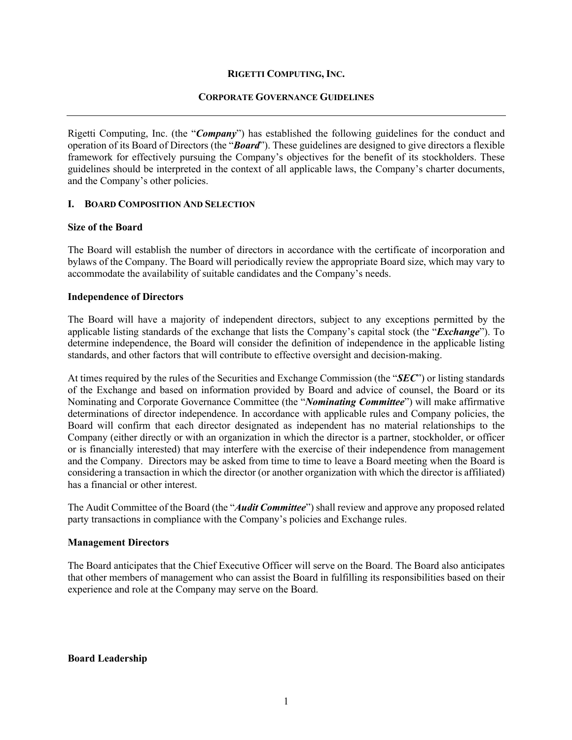**RIGETTI COMPUTING, INC.**

**CORPORATE GOVERNANCE GUIDELINES**

---

Rigetti Computing, Inc. (the "***Company***") has established the following guidelines for the conduct and operation of its Board of Directors (the "***Board***"). These guidelines are designed to give directors a flexible framework for effectively pursuing the Company's objectives for the benefit of its stockholders. These guidelines should be interpreted in the context of all applicable laws, the Company's charter documents, and the Company's other policies.

## I. BOARD COMPOSITION AND SELECTION

### Size of the Board

The Board will establish the number of directors in accordance with the certificate of incorporation and bylaws of the Company. The Board will periodically review the appropriate Board size, which may vary to accommodate the availability of suitable candidates and the Company's needs.

### Independence of Directors

The Board will have a majority of independent directors, subject to any exceptions permitted by the applicable listing standards of the exchange that lists the Company's capital stock (the "***Exchange***"). To determine independence, the Board will consider the definition of independence in the applicable listing standards, and other factors that will contribute to effective oversight and decision-making.

At times required by the rules of the Securities and Exchange Commission (the "***SEC***") or listing standards of the Exchange and based on information provided by Board and advice of counsel, the Board or its Nominating and Corporate Governance Committee (the "***Nominating Committee***") will make affirmative determinations of director independence. In accordance with applicable rules and Company policies, the Board will confirm that each director designated as independent has no material relationships to the Company (either directly or with an organization in which the director is a partner, stockholder, or officer or is financially interested) that may interfere with the exercise of their independence from management and the Company. Directors may be asked from time to time to leave a Board meeting when the Board is considering a transaction in which the director (or another organization with which the director is affiliated) has a financial or other interest.

The Audit Committee of the Board (the "***Audit Committee***") shall review and approve any proposed related party transactions in compliance with the Company's policies and Exchange rules.

### Management Directors

The Board anticipates that the Chief Executive Officer will serve on the Board. The Board also anticipates that other members of management who can assist the Board in fulfilling its responsibilities based on their experience and role at the Company may serve on the Board.

### Board Leadership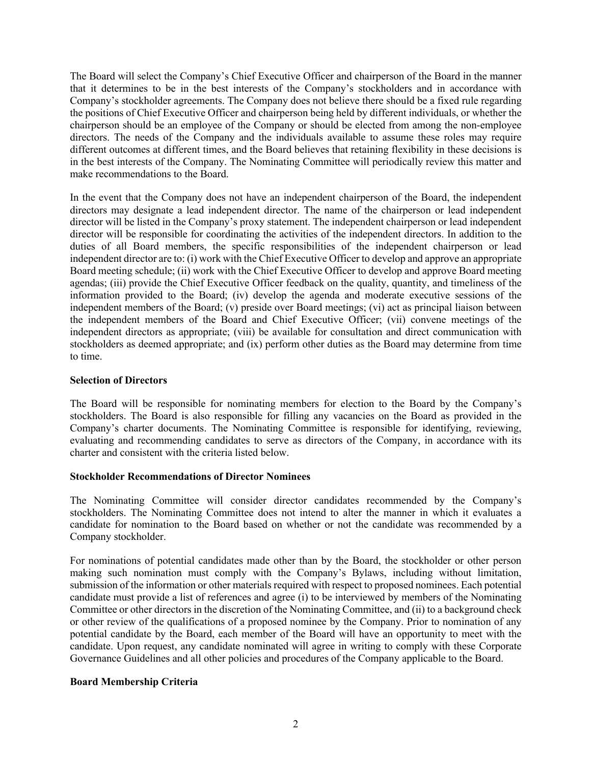The Board will select the Company's Chief Executive Officer and chairperson of the Board in the manner that it determines to be in the best interests of the Company's stockholders and in accordance with Company's stockholder agreements. The Company does not believe there should be a fixed rule regarding the positions of Chief Executive Officer and chairperson being held by different individuals, or whether the chairperson should be an employee of the Company or should be elected from among the non-employee directors. The needs of the Company and the individuals available to assume these roles may require different outcomes at different times, and the Board believes that retaining flexibility in these decisions is in the best interests of the Company. The Nominating Committee will periodically review this matter and make recommendations to the Board.

In the event that the Company does not have an independent chairperson of the Board, the independent directors may designate a lead independent director. The name of the chairperson or lead independent director will be listed in the Company's proxy statement. The independent chairperson or lead independent director will be responsible for coordinating the activities of the independent directors. In addition to the duties of all Board members, the specific responsibilities of the independent chairperson or lead independent director are to: (i) work with the Chief Executive Officer to develop and approve an appropriate Board meeting schedule; (ii) work with the Chief Executive Officer to develop and approve Board meeting agendas; (iii) provide the Chief Executive Officer feedback on the quality, quantity, and timeliness of the information provided to the Board; (iv) develop the agenda and moderate executive sessions of the independent members of the Board; (v) preside over Board meetings; (vi) act as principal liaison between the independent members of the Board and Chief Executive Officer; (vii) convene meetings of the independent directors as appropriate; (viii) be available for consultation and direct communication with stockholders as deemed appropriate; and (ix) perform other duties as the Board may determine from time to time.

**Selection of Directors**

The Board will be responsible for nominating members for election to the Board by the Company's stockholders. The Board is also responsible for filling any vacancies on the Board as provided in the Company's charter documents. The Nominating Committee is responsible for identifying, reviewing, evaluating and recommending candidates to serve as directors of the Company, in accordance with its charter and consistent with the criteria listed below.

**Stockholder Recommendations of Director Nominees**

The Nominating Committee will consider director candidates recommended by the Company's stockholders. The Nominating Committee does not intend to alter the manner in which it evaluates a candidate for nomination to the Board based on whether or not the candidate was recommended by a Company stockholder.

For nominations of potential candidates made other than by the Board, the stockholder or other person making such nomination must comply with the Company's Bylaws, including without limitation, submission of the information or other materials required with respect to proposed nominees. Each potential candidate must provide a list of references and agree (i) to be interviewed by members of the Nominating Committee or other directors in the discretion of the Nominating Committee, and (ii) to a background check or other review of the qualifications of a proposed nominee by the Company. Prior to nomination of any potential candidate by the Board, each member of the Board will have an opportunity to meet with the candidate. Upon request, any candidate nominated will agree in writing to comply with these Corporate Governance Guidelines and all other policies and procedures of the Company applicable to the Board.

**Board Membership Criteria**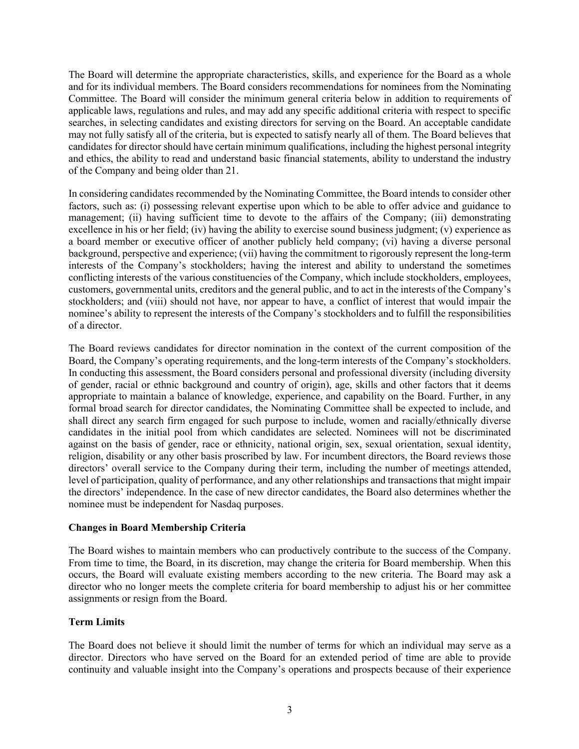The Board will determine the appropriate characteristics, skills, and experience for the Board as a whole and for its individual members. The Board considers recommendations for nominees from the Nominating Committee. The Board will consider the minimum general criteria below in addition to requirements of applicable laws, regulations and rules, and may add any specific additional criteria with respect to specific searches, in selecting candidates and existing directors for serving on the Board. An acceptable candidate may not fully satisfy all of the criteria, but is expected to satisfy nearly all of them. The Board believes that candidates for director should have certain minimum qualifications, including the highest personal integrity and ethics, the ability to read and understand basic financial statements, ability to understand the industry of the Company and being older than 21.

In considering candidates recommended by the Nominating Committee, the Board intends to consider other factors, such as: (i) possessing relevant expertise upon which to be able to offer advice and guidance to management; (ii) having sufficient time to devote to the affairs of the Company; (iii) demonstrating excellence in his or her field; (iv) having the ability to exercise sound business judgment; (v) experience as a board member or executive officer of another publicly held company; (vi) having a diverse personal background, perspective and experience; (vii) having the commitment to rigorously represent the long-term interests of the Company's stockholders; having the interest and ability to understand the sometimes conflicting interests of the various constituencies of the Company, which include stockholders, employees, customers, governmental units, creditors and the general public, and to act in the interests of the Company's stockholders; and (viii) should not have, nor appear to have, a conflict of interest that would impair the nominee's ability to represent the interests of the Company's stockholders and to fulfill the responsibilities of a director.

The Board reviews candidates for director nomination in the context of the current composition of the Board, the Company's operating requirements, and the long-term interests of the Company's stockholders. In conducting this assessment, the Board considers personal and professional diversity (including diversity of gender, racial or ethnic background and country of origin), age, skills and other factors that it deems appropriate to maintain a balance of knowledge, experience, and capability on the Board. Further, in any formal broad search for director candidates, the Nominating Committee shall be expected to include, and shall direct any search firm engaged for such purpose to include, women and racially/ethnically diverse candidates in the initial pool from which candidates are selected. Nominees will not be discriminated against on the basis of gender, race or ethnicity, national origin, sex, sexual orientation, sexual identity, religion, disability or any other basis proscribed by law. For incumbent directors, the Board reviews those directors' overall service to the Company during their term, including the number of meetings attended, level of participation, quality of performance, and any other relationships and transactions that might impair the directors' independence. In the case of new director candidates, the Board also determines whether the nominee must be independent for Nasdaq purposes.

**Changes in Board Membership Criteria**

The Board wishes to maintain members who can productively contribute to the success of the Company. From time to time, the Board, in its discretion, may change the criteria for Board membership. When this occurs, the Board will evaluate existing members according to the new criteria. The Board may ask a director who no longer meets the complete criteria for board membership to adjust his or her committee assignments or resign from the Board.

**Term Limits**

The Board does not believe it should limit the number of terms for which an individual may serve as a director. Directors who have served on the Board for an extended period of time are able to provide continuity and valuable insight into the Company's operations and prospects because of their experience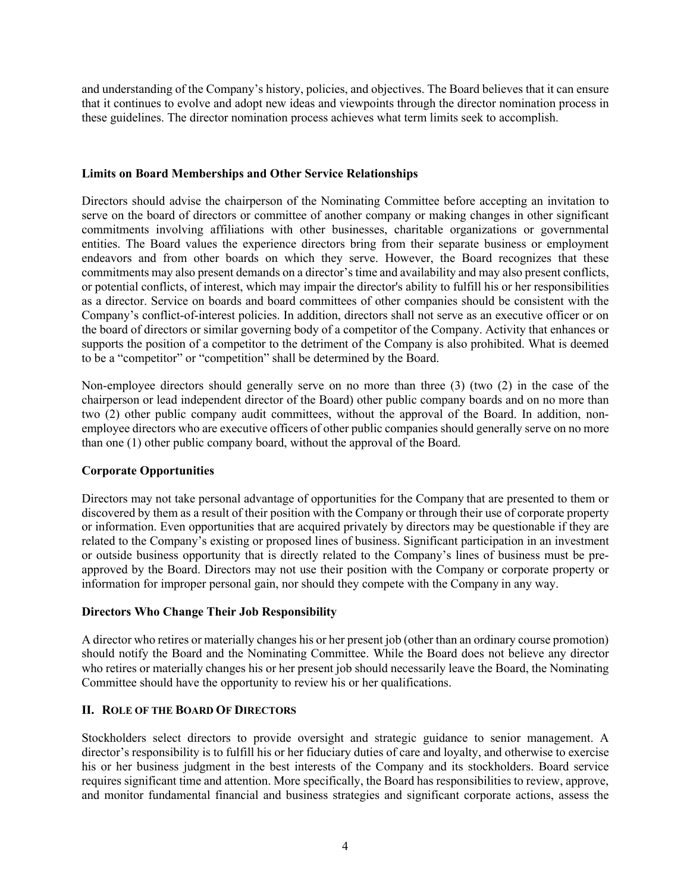and understanding of the Company's history, policies, and objectives. The Board believes that it can ensure that it continues to evolve and adopt new ideas and viewpoints through the director nomination process in these guidelines. The director nomination process achieves what term limits seek to accomplish.

**Limits on Board Memberships and Other Service Relationships**

Directors should advise the chairperson of the Nominating Committee before accepting an invitation to serve on the board of directors or committee of another company or making changes in other significant commitments involving affiliations with other businesses, charitable organizations or governmental entities. The Board values the experience directors bring from their separate business or employment endeavors and from other boards on which they serve. However, the Board recognizes that these commitments may also present demands on a director's time and availability and may also present conflicts, or potential conflicts, of interest, which may impair the director's ability to fulfill his or her responsibilities as a director. Service on boards and board committees of other companies should be consistent with the Company's conflict-of-interest policies. In addition, directors shall not serve as an executive officer or on the board of directors or similar governing body of a competitor of the Company. Activity that enhances or supports the position of a competitor to the detriment of the Company is also prohibited. What is deemed to be a "competitor" or "competition" shall be determined by the Board.

Non-employee directors should generally serve on no more than three (3) (two (2) in the case of the chairperson or lead independent director of the Board) other public company boards and on no more than two (2) other public company audit committees, without the approval of the Board. In addition, non-employee directors who are executive officers of other public companies should generally serve on no more than one (1) other public company board, without the approval of the Board.

**Corporate Opportunities**

Directors may not take personal advantage of opportunities for the Company that are presented to them or discovered by them as a result of their position with the Company or through their use of corporate property or information. Even opportunities that are acquired privately by directors may be questionable if they are related to the Company's existing or proposed lines of business. Significant participation in an investment or outside business opportunity that is directly related to the Company's lines of business must be pre-approved by the Board. Directors may not use their position with the Company or corporate property or information for improper personal gain, nor should they compete with the Company in any way.

**Directors Who Change Their Job Responsibility**

A director who retires or materially changes his or her present job (other than an ordinary course promotion) should notify the Board and the Nominating Committee. While the Board does not believe any director who retires or materially changes his or her present job should necessarily leave the Board, the Nominating Committee should have the opportunity to review his or her qualifications.

## II. Role of the Board Of Directors

Stockholders select directors to provide oversight and strategic guidance to senior management. A director's responsibility is to fulfill his or her fiduciary duties of care and loyalty, and otherwise to exercise his or her business judgment in the best interests of the Company and its stockholders. Board service requires significant time and attention. More specifically, the Board has responsibilities to review, approve, and monitor fundamental financial and business strategies and significant corporate actions, assess the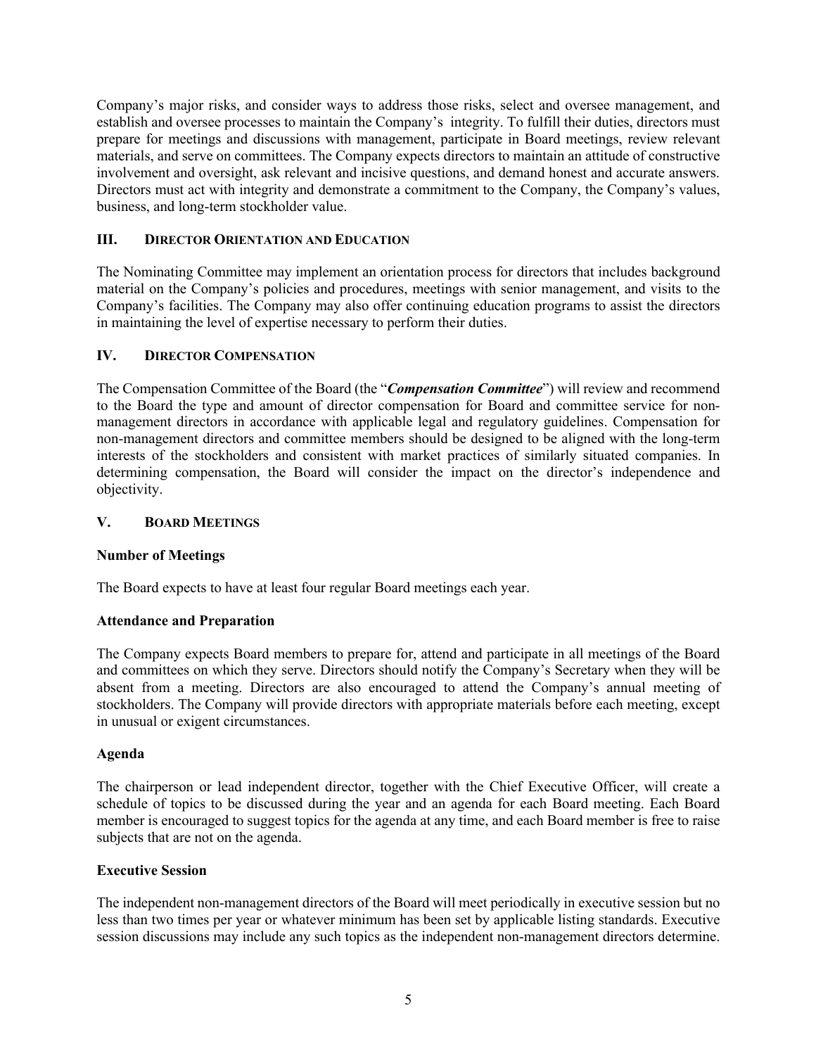Company's major risks, and consider ways to address those risks, select and oversee management, and establish and oversee processes to maintain the Company's integrity. To fulfill their duties, directors must prepare for meetings and discussions with management, participate in Board meetings, review relevant materials, and serve on committees. The Company expects directors to maintain an attitude of constructive involvement and oversight, ask relevant and incisive questions, and demand honest and accurate answers. Directors must act with integrity and demonstrate a commitment to the Company, the Company's values, business, and long-term stockholder value.

## III. Director Orientation and Education

The Nominating Committee may implement an orientation process for directors that includes background material on the Company's policies and procedures, meetings with senior management, and visits to the Company's facilities. The Company may also offer continuing education programs to assist the directors in maintaining the level of expertise necessary to perform their duties.

## IV. Director Compensation

The Compensation Committee of the Board (the "***Compensation Committee***") will review and recommend to the Board the type and amount of director compensation for Board and committee service for non-management directors in accordance with applicable legal and regulatory guidelines. Compensation for non-management directors and committee members should be designed to be aligned with the long-term interests of the stockholders and consistent with market practices of similarly situated companies. In determining compensation, the Board will consider the impact on the director's independence and objectivity.

## V. Board Meetings

### Number of Meetings

The Board expects to have at least four regular Board meetings each year.

### Attendance and Preparation

The Company expects Board members to prepare for, attend and participate in all meetings of the Board and committees on which they serve. Directors should notify the Company's Secretary when they will be absent from a meeting. Directors are also encouraged to attend the Company's annual meeting of stockholders. The Company will provide directors with appropriate materials before each meeting, except in unusual or exigent circumstances.

### Agenda

The chairperson or lead independent director, together with the Chief Executive Officer, will create a schedule of topics to be discussed during the year and an agenda for each Board meeting. Each Board member is encouraged to suggest topics for the agenda at any time, and each Board member is free to raise subjects that are not on the agenda.

### Executive Session

The independent non-management directors of the Board will meet periodically in executive session but no less than two times per year or whatever minimum has been set by applicable listing standards. Executive session discussions may include any such topics as the independent non-management directors determine.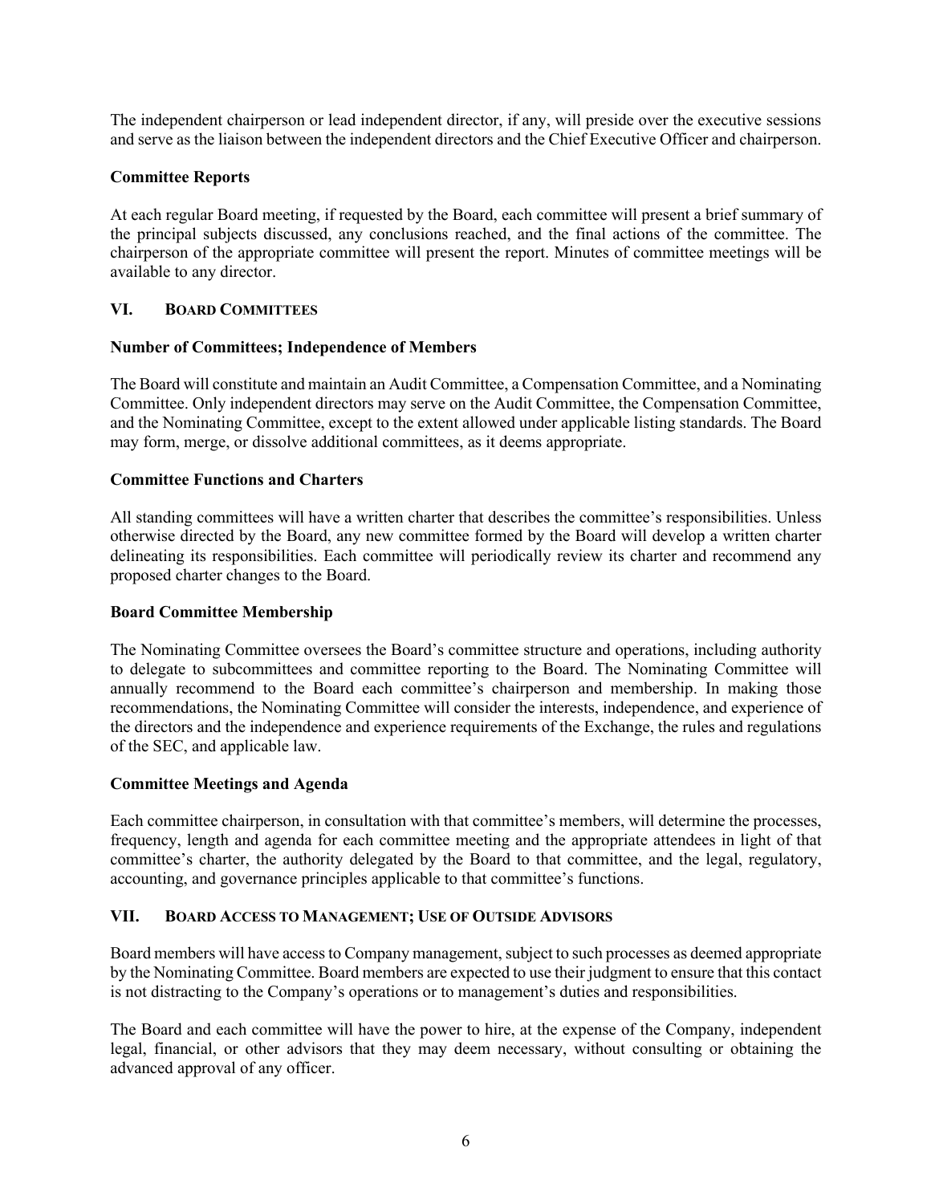The independent chairperson or lead independent director, if any, will preside over the executive sessions and serve as the liaison between the independent directors and the Chief Executive Officer and chairperson.

**Committee Reports**

At each regular Board meeting, if requested by the Board, each committee will present a brief summary of the principal subjects discussed, any conclusions reached, and the final actions of the committee. The chairperson of the appropriate committee will present the report. Minutes of committee meetings will be available to any director.

## VI. BOARD COMMITTEES

**Number of Committees; Independence of Members**

The Board will constitute and maintain an Audit Committee, a Compensation Committee, and a Nominating Committee. Only independent directors may serve on the Audit Committee, the Compensation Committee, and the Nominating Committee, except to the extent allowed under applicable listing standards. The Board may form, merge, or dissolve additional committees, as it deems appropriate.

**Committee Functions and Charters**

All standing committees will have a written charter that describes the committee's responsibilities. Unless otherwise directed by the Board, any new committee formed by the Board will develop a written charter delineating its responsibilities. Each committee will periodically review its charter and recommend any proposed charter changes to the Board.

**Board Committee Membership**

The Nominating Committee oversees the Board's committee structure and operations, including authority to delegate to subcommittees and committee reporting to the Board. The Nominating Committee will annually recommend to the Board each committee's chairperson and membership. In making those recommendations, the Nominating Committee will consider the interests, independence, and experience of the directors and the independence and experience requirements of the Exchange, the rules and regulations of the SEC, and applicable law.

**Committee Meetings and Agenda**

Each committee chairperson, in consultation with that committee's members, will determine the processes, frequency, length and agenda for each committee meeting and the appropriate attendees in light of that committee's charter, the authority delegated by the Board to that committee, and the legal, regulatory, accounting, and governance principles applicable to that committee's functions.

## VII. BOARD ACCESS TO MANAGEMENT; USE OF OUTSIDE ADVISORS

Board members will have access to Company management, subject to such processes as deemed appropriate by the Nominating Committee. Board members are expected to use their judgment to ensure that this contact is not distracting to the Company's operations or to management's duties and responsibilities.

The Board and each committee will have the power to hire, at the expense of the Company, independent legal, financial, or other advisors that they may deem necessary, without consulting or obtaining the advanced approval of any officer.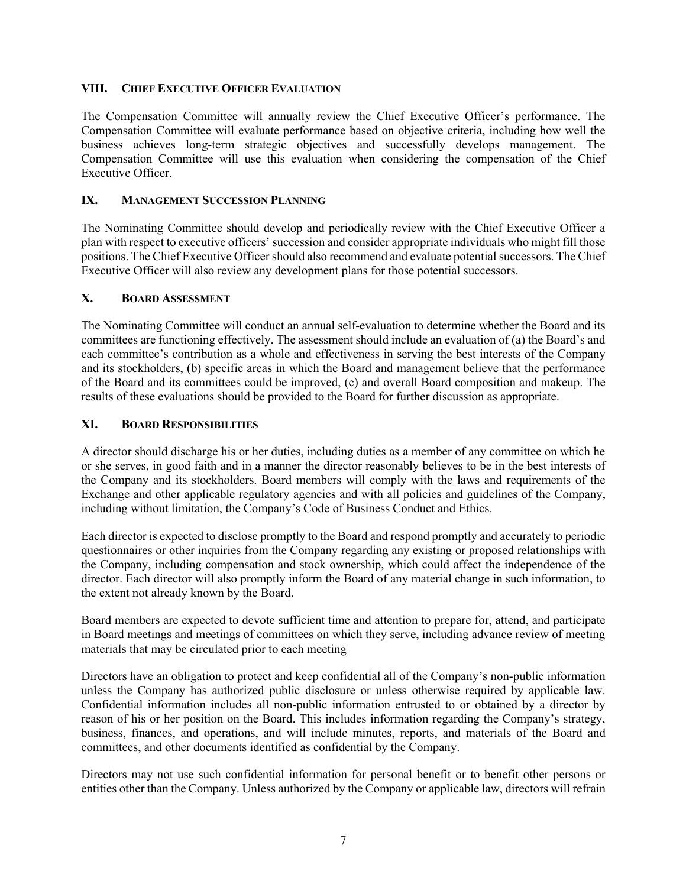## VIII. CHIEF EXECUTIVE OFFICER EVALUATION

The Compensation Committee will annually review the Chief Executive Officer's performance. The Compensation Committee will evaluate performance based on objective criteria, including how well the business achieves long-term strategic objectives and successfully develops management. The Compensation Committee will use this evaluation when considering the compensation of the Chief Executive Officer.

## IX. MANAGEMENT SUCCESSION PLANNING

The Nominating Committee should develop and periodically review with the Chief Executive Officer a plan with respect to executive officers' succession and consider appropriate individuals who might fill those positions. The Chief Executive Officer should also recommend and evaluate potential successors. The Chief Executive Officer will also review any development plans for those potential successors.

## X. BOARD ASSESSMENT

The Nominating Committee will conduct an annual self-evaluation to determine whether the Board and its committees are functioning effectively. The assessment should include an evaluation of (a) the Board's and each committee's contribution as a whole and effectiveness in serving the best interests of the Company and its stockholders, (b) specific areas in which the Board and management believe that the performance of the Board and its committees could be improved, (c) and overall Board composition and makeup. The results of these evaluations should be provided to the Board for further discussion as appropriate.

## XI. BOARD RESPONSIBILITIES

A director should discharge his or her duties, including duties as a member of any committee on which he or she serves, in good faith and in a manner the director reasonably believes to be in the best interests of the Company and its stockholders. Board members will comply with the laws and requirements of the Exchange and other applicable regulatory agencies and with all policies and guidelines of the Company, including without limitation, the Company's Code of Business Conduct and Ethics.

Each director is expected to disclose promptly to the Board and respond promptly and accurately to periodic questionnaires or other inquiries from the Company regarding any existing or proposed relationships with the Company, including compensation and stock ownership, which could affect the independence of the director. Each director will also promptly inform the Board of any material change in such information, to the extent not already known by the Board.

Board members are expected to devote sufficient time and attention to prepare for, attend, and participate in Board meetings and meetings of committees on which they serve, including advance review of meeting materials that may be circulated prior to each meeting

Directors have an obligation to protect and keep confidential all of the Company's non-public information unless the Company has authorized public disclosure or unless otherwise required by applicable law. Confidential information includes all non-public information entrusted to or obtained by a director by reason of his or her position on the Board. This includes information regarding the Company's strategy, business, finances, and operations, and will include minutes, reports, and materials of the Board and committees, and other documents identified as confidential by the Company.

Directors may not use such confidential information for personal benefit or to benefit other persons or entities other than the Company. Unless authorized by the Company or applicable law, directors will refrain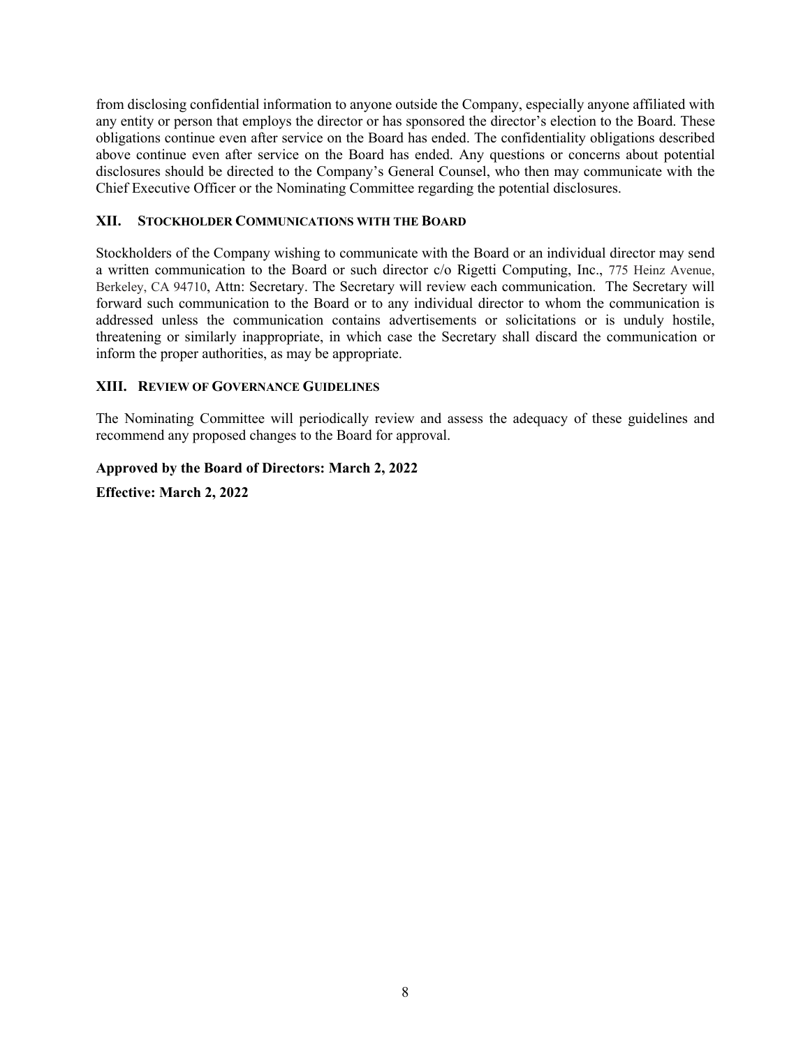from disclosing confidential information to anyone outside the Company, especially anyone affiliated with any entity or person that employs the director or has sponsored the director's election to the Board. These obligations continue even after service on the Board has ended. The confidentiality obligations described above continue even after service on the Board has ended. Any questions or concerns about potential disclosures should be directed to the Company's General Counsel, who then may communicate with the Chief Executive Officer or the Nominating Committee regarding the potential disclosures.

## XII. Stockholder Communications with the Board

Stockholders of the Company wishing to communicate with the Board or an individual director may send a written communication to the Board or such director c/o Rigetti Computing, Inc., 775 Heinz Avenue, Berkeley, CA 94710, Attn: Secretary. The Secretary will review each communication. The Secretary will forward such communication to the Board or to any individual director to whom the communication is addressed unless the communication contains advertisements or solicitations or is unduly hostile, threatening or similarly inappropriate, in which case the Secretary shall discard the communication or inform the proper authorities, as may be appropriate.

## XIII. Review of Governance Guidelines

The Nominating Committee will periodically review and assess the adequacy of these guidelines and recommend any proposed changes to the Board for approval.

**Approved by the Board of Directors: March 2, 2022**

**Effective: March 2, 2022**